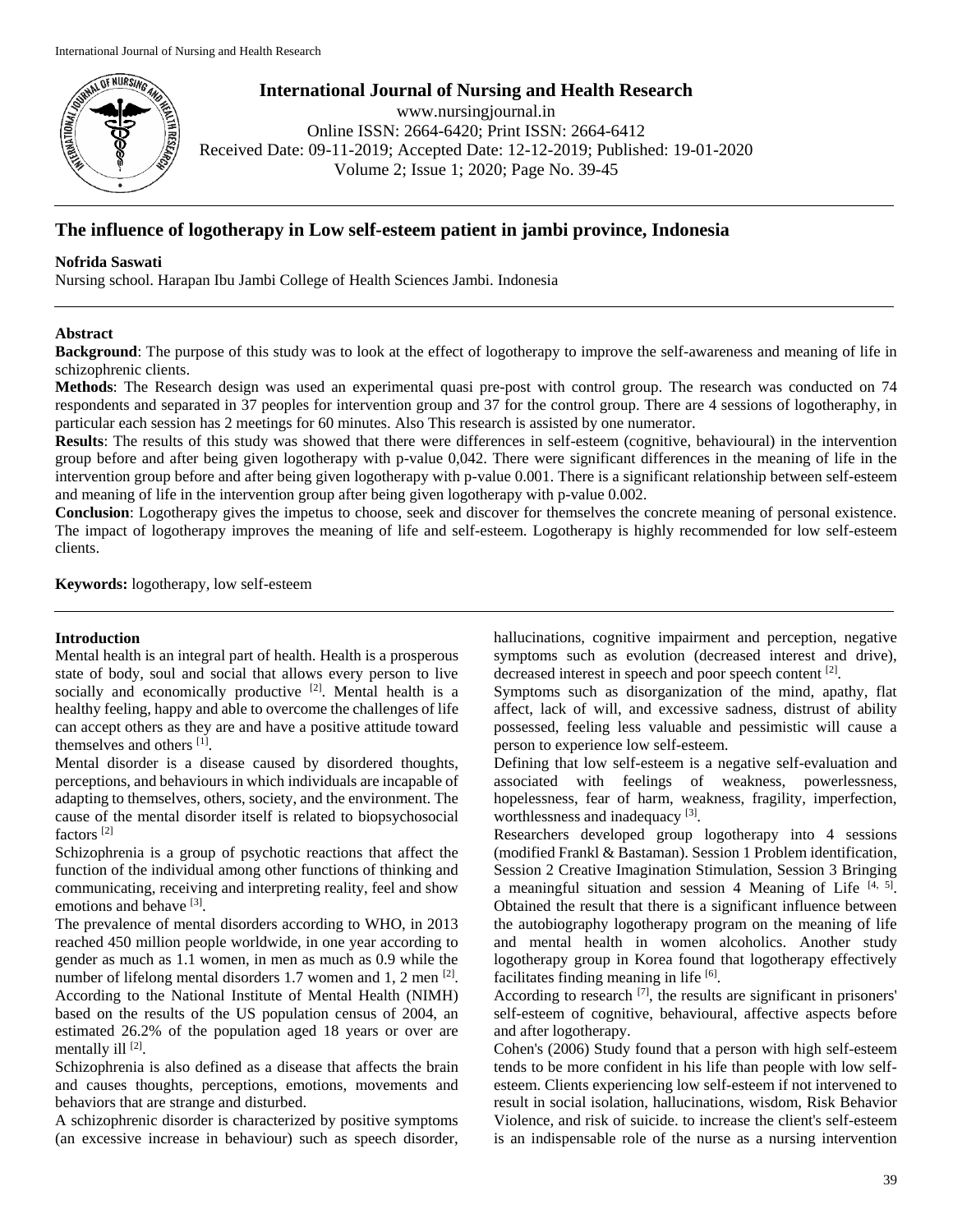# The influence of logotherapy in Low self-esteem patient in jambi province, Indonesia

**Nofrida Saswati**

Nursing school. Harapan Ibu Jambi College of Health Sciences Jambi. Indonesia

---

**Abstract**

**Background**: The purpose of this study was to look at the effect of logotherapy to improve the self-awareness and meaning of life in schizophrenic clients.

**Methods**: The Research design was used an experimental quasi pre-post with control group. The research was conducted on 74 respondents and separated in 37 peoples for intervention group and 37 for the control group. There are 4 sessions of logotheraphy, in particular each session has 2 meetings for 60 minutes. Also This research is assisted by one numerator.

**Results**: The results of this study was showed that there were differences in self-esteem (cognitive, behavioural) in the intervention group before and after being given logotherapy with p-value 0,042. There were significant differences in the meaning of life in the intervention group before and after being given logotherapy with p-value 0.001. There is a significant relationship between self-esteem and meaning of life in the intervention group after being given logotherapy with p-value 0.002.

**Conclusion**: Logotherapy gives the impetus to choose, seek and discover for themselves the concrete meaning of personal existence. The impact of logotherapy improves the meaning of life and self-esteem. Logotherapy is highly recommended for low self-esteem clients.

**Keywords:** logotherapy, low self-esteem

---

## Introduction

Mental health is an integral part of health. Health is a prosperous state of body, soul and social that allows every person to live socially and economically productive [2]. Mental health is a healthy feeling, happy and able to overcome the challenges of life can accept others as they are and have a positive attitude toward themselves and others [1].

Mental disorder is a disease caused by disordered thoughts, perceptions, and behaviours in which individuals are incapable of adapting to themselves, others, society, and the environment. The cause of the mental disorder itself is related to biopsychosocial factors [2]

Schizophrenia is a group of psychotic reactions that affect the function of the individual among other functions of thinking and communicating, receiving and interpreting reality, feel and show emotions and behave [3].

The prevalence of mental disorders according to WHO, in 2013 reached 450 million people worldwide, in one year according to gender as much as 1.1 women, in men as much as 0.9 while the number of lifelong mental disorders 1.7 women and 1, 2 men [2]. According to the National Institute of Mental Health (NIMH) based on the results of the US population census of 2004, an estimated 26.2% of the population aged 18 years or over are mentally ill [2].

Schizophrenia is also defined as a disease that affects the brain and causes thoughts, perceptions, emotions, movements and behaviors that are strange and disturbed.

A schizophrenic disorder is characterized by positive symptoms (an excessive increase in behaviour) such as speech disorder, hallucinations, cognitive impairment and perception, negative symptoms such as evolution (decreased interest and drive), decreased interest in speech and poor speech content [2].

Symptoms such as disorganization of the mind, apathy, flat affect, lack of will, and excessive sadness, distrust of ability possessed, feeling less valuable and pessimistic will cause a person to experience low self-esteem.

Defining that low self-esteem is a negative self-evaluation and associated with feelings of weakness, powerlessness, hopelessness, fear of harm, weakness, fragility, imperfection, worthlessness and inadequacy [3].

Researchers developed group logotherapy into 4 sessions (modified Frankl & Bastaman). Session 1 Problem identification, Session 2 Creative Imagination Stimulation, Session 3 Bringing a meaningful situation and session 4 Meaning of Life [4, 5]. Obtained the result that there is a significant influence between the autobiography logotherapy program on the meaning of life and mental health in women alcoholics. Another study logotherapy group in Korea found that logotherapy effectively facilitates finding meaning in life [6].

According to research [7], the results are significant in prisoners' self-esteem of cognitive, behavioural, affective aspects before and after logotherapy.

Cohen's (2006) Study found that a person with high self-esteem tends to be more confident in his life than people with low self-esteem. Clients experiencing low self-esteem if not intervened to result in social isolation, hallucinations, wisdom, Risk Behavior Violence, and risk of suicide. to increase the client's self-esteem is an indispensable role of the nurse as a nursing intervention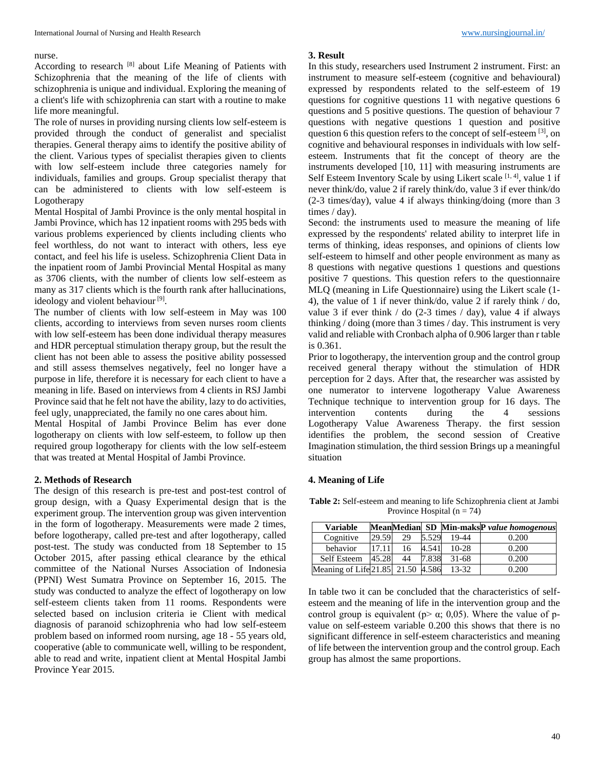nurse.

According to research [8] about Life Meaning of Patients with Schizophrenia that the meaning of the life of clients with schizophrenia is unique and individual. Exploring the meaning of a client's life with schizophrenia can start with a routine to make life more meaningful.

The role of nurses in providing nursing clients low self-esteem is provided through the conduct of generalist and specialist therapies. General therapy aims to identify the positive ability of the client. Various types of specialist therapies given to clients with low self-esteem include three categories namely for individuals, families and groups. Group specialist therapy that can be administered to clients with low self-esteem is Logotherapy

Mental Hospital of Jambi Province is the only mental hospital in Jambi Province, which has 12 inpatient rooms with 295 beds with various problems experienced by clients including clients who feel worthless, do not want to interact with others, less eye contact, and feel his life is useless. Schizophrenia Client Data in the inpatient room of Jambi Provincial Mental Hospital as many as 3706 clients, with the number of clients low self-esteem as many as 317 clients which is the fourth rank after hallucinations, ideology and violent behaviour [9].

The number of clients with low self-esteem in May was 100 clients, according to interviews from seven nurses room clients with low self-esteem has been done individual therapy measures and HDR perceptual stimulation therapy group, but the result the client has not been able to assess the positive ability possessed and still assess themselves negatively, feel no longer have a purpose in life, therefore it is necessary for each client to have a meaning in life. Based on interviews from 4 clients in RSJ Jambi Province said that he felt not have the ability, lazy to do activities, feel ugly, unappreciated, the family no one cares about him.

Mental Hospital of Jambi Province Belim has ever done logotherapy on clients with low self-esteem, to follow up then required group logotherapy for clients with the low self-esteem that was treated at Mental Hospital of Jambi Province.

## 2. Methods of Research

The design of this research is pre-test and post-test control of group design, with a Quasy Experimental design that is the experiment group. The intervention group was given intervention in the form of logotherapy. Measurements were made 2 times, before logotherapy, called pre-test and after logotherapy, called post-test. The study was conducted from 18 September to 15 October 2015, after passing ethical clearance by the ethical committee of the National Nurses Association of Indonesia (PPNI) West Sumatra Province on September 16, 2015. The study was conducted to analyze the effect of logotherapy on low self-esteem clients taken from 11 rooms. Respondents were selected based on inclusion criteria ie Client with medical diagnosis of paranoid schizophrenia who had low self-esteem problem based on informed room nursing, age 18 - 55 years old, cooperative (able to communicate well, willing to be respondent, able to read and write, inpatient client at Mental Hospital Jambi Province Year 2015.

## 3. Result

In this study, researchers used Instrument 2 instrument. First: an instrument to measure self-esteem (cognitive and behavioural) expressed by respondents related to the self-esteem of 19 questions for cognitive questions 11 with negative questions 6 questions and 5 positive questions. The question of behaviour 7 questions with negative questions 1 question and positive question 6 this question refers to the concept of self-esteem [3], on cognitive and behavioural responses in individuals with low self-esteem. Instruments that fit the concept of theory are the instruments developed [10, 11] with measuring instruments are Self Esteem Inventory Scale by using Likert scale [1, 4], value 1 if never think/do, value 2 if rarely think/do, value 3 if ever think/do (2-3 times/day), value 4 if always thinking/doing (more than 3 times / day).

Second: the instruments used to measure the meaning of life expressed by the respondents' related ability to interpret life in terms of thinking, ideas responses, and opinions of clients low self-esteem to himself and other people environment as many as 8 questions with negative questions 1 questions and questions positive 7 questions. This question refers to the questionnaire MLQ (meaning in Life Questionnaire) using the Likert scale (1-4), the value of 1 if never think/do, value 2 if rarely think / do, value 3 if ever think / do (2-3 times / day), value 4 if always thinking / doing (more than 3 times / day. This instrument is very valid and reliable with Cronbach alpha of 0.906 larger than r table is 0.361.

Prior to logotherapy, the intervention group and the control group received general therapy without the stimulation of HDR perception for 2 days. After that, the researcher was assisted by one numerator to intervene logotherapy Value Awareness Technique technique to intervention group for 16 days. The intervention contents during the 4 sessions Logotherapy Value Awareness Therapy. the first session identifies the problem, the second session of Creative Imagination stimulation, the third session Brings up a meaningful situation

## 4. Meaning of Life

**Table 2:** Self-esteem and meaning to life Schizophrenia client at Jambi Province Hospital (n = 74)

| Variable | Mean | Median | SD | Min-maks | P *value homogenous* |
|---|---|---|---|---|---|
| Cognitive | 29.59 | 29 | 5.529 | 19-44 | 0.200 |
| behavior | 17.11 | 16 | 4.541 | 10-28 | 0.200 |
| Self Esteem | 45.28 | 44 | 7.838 | 31-68 | 0.200 |
| Meaning of Life | 21.85 | 21.50 | 4.586 | 13-32 | 0.200 |

In table two it can be concluded that the characteristics of self-esteem and the meaning of life in the intervention group and the control group is equivalent ($p > \alpha$; 0,05). Where the value of p-value on self-esteem variable 0.200 this shows that there is no significant difference in self-esteem characteristics and meaning of life between the intervention group and the control group. Each group has almost the same proportions.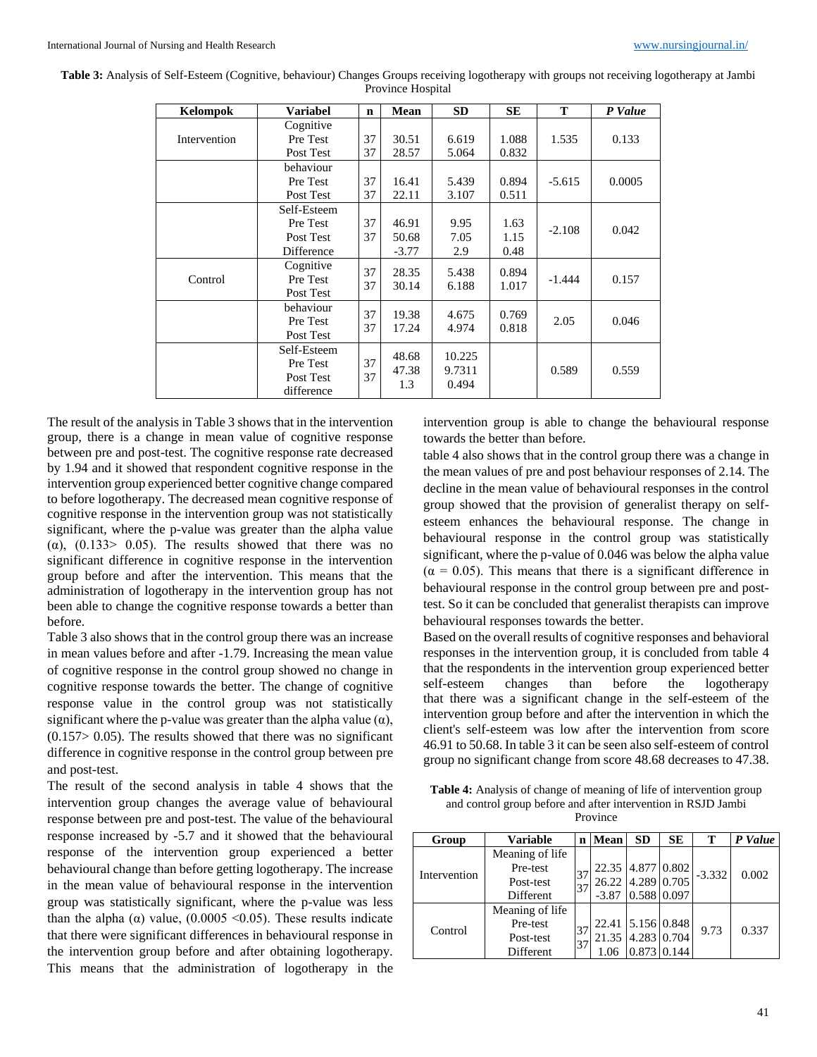**Table 3:** Analysis of Self-Esteem (Cognitive, behaviour) Changes Groups receiving logotherapy with groups not receiving logotherapy at Jambi Province Hospital

| Kelompok | Variabel | n | Mean | SD | SE | T | *P Value* |
|---|---|---|---|---|---|---|---|
| Intervention | Cognitive<br>Pre Test<br>Post Test | 37<br>37 | 30.51<br>28.57 | 6.619<br>5.064 | 1.088<br>0.832 | 1.535 | 0.133 |
| | behaviour<br>Pre Test<br>Post Test | 37<br>37 | 16.41<br>22.11 | 5.439<br>3.107 | 0.894<br>0.511 | -5.615 | 0.0005 |
| | Self-Esteem<br>Pre Test<br>Post Test<br>Difference | 37<br>37 | 46.91<br>50.68<br>-3.77 | 9.95<br>7.05<br>2.9 | 1.63<br>1.15<br>0.48 | -2.108 | 0.042 |
| Control | Cognitive<br>Pre Test<br>Post Test | 37<br>37 | 28.35<br>30.14 | 5.438<br>6.188 | 0.894<br>1.017 | -1.444 | 0.157 |
| | behaviour<br>Pre Test<br>Post Test | 37<br>37 | 19.38<br>17.24 | 4.675<br>4.974 | 0.769<br>0.818 | 2.05 | 0.046 |
| | Self-Esteem<br>Pre Test<br>Post Test<br>difference | 37<br>37 | 48.68<br>47.38<br>1.3 | 10.225<br>9.7311<br>0.494 | | 0.589 | 0.559 |

The result of the analysis in Table 3 shows that in the intervention group, there is a change in mean value of cognitive response between pre and post-test. The cognitive response rate decreased by 1.94 and it showed that respondent cognitive response in the intervention group experienced better cognitive change compared to before logotherapy. The decreased mean cognitive response of cognitive response in the intervention group was not statistically significant, where the p-value was greater than the alpha value (α), (0.133> 0.05). The results showed that there was no significant difference in cognitive response in the intervention group before and after the intervention. This means that the administration of logotherapy in the intervention group has not been able to change the cognitive response towards a better than before.

Table 3 also shows that in the control group there was an increase in mean values before and after -1.79. Increasing the mean value of cognitive response in the control group showed no change in cognitive response towards the better. The change of cognitive response value in the control group was not statistically significant where the p-value was greater than the alpha value (α), (0.157> 0.05). The results showed that there was no significant difference in cognitive response in the control group between pre and post-test.

The result of the second analysis in table 4 shows that the intervention group changes the average value of behavioural response between pre and post-test. The value of the behavioural response increased by -5.7 and it showed that the behavioural response of the intervention group experienced a better behavioural change than before getting logotherapy. The increase in the mean value of behavioural response in the intervention group was statistically significant, where the p-value was less than the alpha (α) value, (0.0005 <0.05). These results indicate that there were significant differences in behavioural response in the intervention group before and after obtaining logotherapy. This means that the administration of logotherapy in the intervention group is able to change the behavioural response towards the better than before.

table 4 also shows that in the control group there was a change in the mean values of pre and post behaviour responses of 2.14. The decline in the mean value of behavioural responses in the control group showed that the provision of generalist therapy on self-esteem enhances the behavioural response. The change in behavioural response in the control group was statistically significant, where the p-value of 0.046 was below the alpha value (α = 0.05). This means that there is a significant difference in behavioural response in the control group between pre and post-test. So it can be concluded that generalist therapists can improve behavioural responses towards the better.

Based on the overall results of cognitive responses and behavioral responses in the intervention group, it is concluded from table 4 that the respondents in the intervention group experienced better self-esteem changes than before the logotherapy that there was a significant change in the self-esteem of the intervention group before and after the intervention in which the client's self-esteem was low after the intervention from score 46.91 to 50.68. In table 3 it can be seen also self-esteem of control group no significant change from score 48.68 decreases to 47.38.

**Table 4:** Analysis of change of meaning of life of intervention group and control group before and after intervention in RSJD Jambi Province

| Group | Variable | n | Mean | SD | SE | T | *P Value* |
|---|---|---|---|---|---|---|---|
| Intervention | Meaning of life<br>Pre-test<br>Post-test<br>Different | 37<br>37 | 22.35<br>26.22<br>-3.87 | 4.877<br>4.289<br>0.588 | 0.802<br>0.705<br>0.097 | -3.332 | 0.002 |
| Control | Meaning of life<br>Pre-test<br>Post-test<br>Different | 37<br>37 | 22.41<br>21.35<br>1.06 | 5.156<br>4.283<br>0.873 | 0.848<br>0.704<br>0.144 | 9.73 | 0.337 |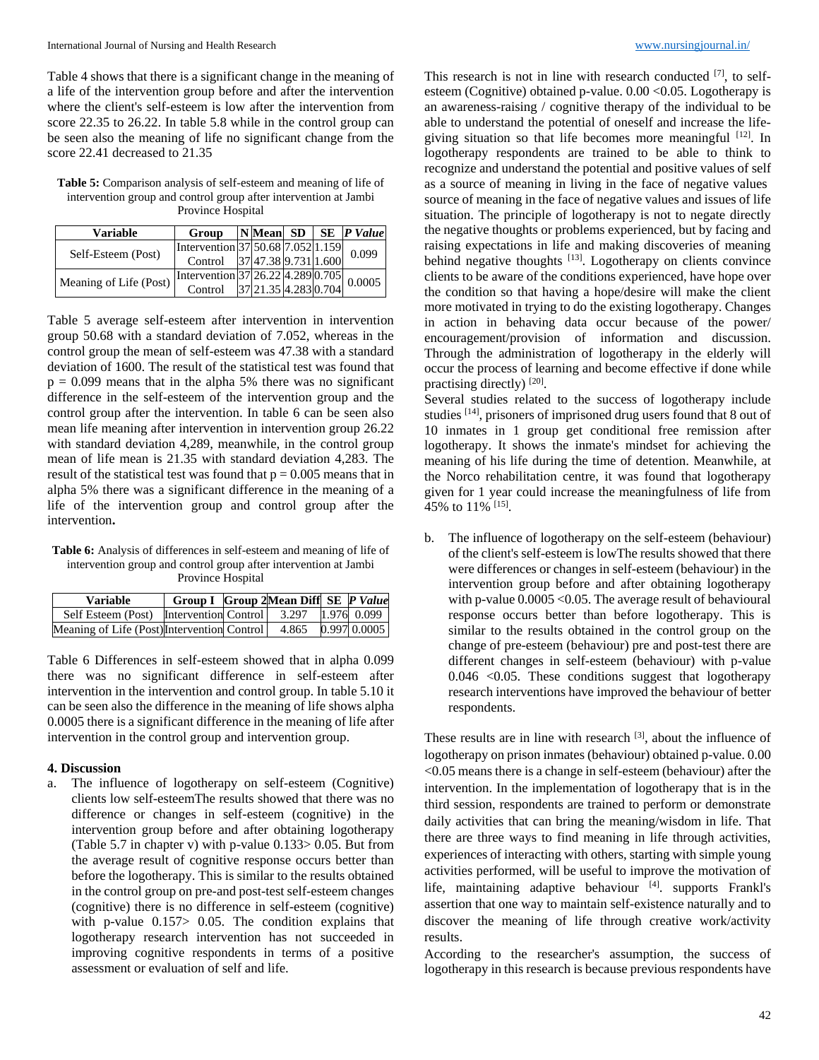Table 4 shows that there is a significant change in the meaning of a life of the intervention group before and after the intervention where the client's self-esteem is low after the intervention from score 22.35 to 26.22. In table 5.8 while in the control group can be seen also the meaning of life no significant change from the score 22.41 decreased to 21.35

**Table 5:** Comparison analysis of self-esteem and meaning of life of intervention group and control group after intervention at Jambi Province Hospital

| Variable | Group | N | Mean | SD | SE | *P Value* |
|---|---|---|---|---|---|---|
| Self-Esteem (Post) | Intervention | 37 | 50.68 | 7.052 | 1.159 | 0.099 |
| | Control | 37 | 47.38 | 9.731 | 1.600 | |
| Meaning of Life (Post) | Intervention | 37 | 26.22 | 4.289 | 0.705 | 0.0005 |
| | Control | 37 | 21.35 | 4.283 | 0.704 | |

Table 5 average self-esteem after intervention in intervention group 50.68 with a standard deviation of 7.052, whereas in the control group the mean of self-esteem was 47.38 with a standard deviation of 1600. The result of the statistical test was found that $p = 0.099$ means that in the alpha 5% there was no significant difference in the self-esteem of the intervention group and the control group after the intervention. In table 6 can be seen also mean life meaning after intervention in intervention group 26.22 with standard deviation 4,289, meanwhile, in the control group mean of life mean is 21.35 with standard deviation 4,283. The result of the statistical test was found that $p = 0.005$ means that in alpha 5% there was a significant difference in the meaning of a life of the intervention group and control group after the intervention**.**

**Table 6:** Analysis of differences in self-esteem and meaning of life of intervention group and control group after intervention at Jambi Province Hospital

| Variable | Group I | Group 2 | Mean Diff | SE | *P Value* |
|---|---|---|---|---|---|
| Self Esteem (Post) | Intervention | Control | 3.297 | 1.976 | 0.099 |
| Meaning of Life (Post) | Intervention | Control | 4.865 | 0.997 | 0.0005 |

Table 6 Differences in self-esteem showed that in alpha 0.099 there was no significant difference in self-esteem after intervention in the intervention and control group. In table 5.10 it can be seen also the difference in the meaning of life shows alpha 0.0005 there is a significant difference in the meaning of life after intervention in the control group and intervention group.

## 4. Discussion

a. The influence of logotherapy on self-esteem (Cognitive) clients low self-esteemThe results showed that there was no difference or changes in self-esteem (cognitive) in the intervention group before and after obtaining logotherapy (Table 5.7 in chapter v) with p-value 0.133> 0.05. But from the average result of cognitive response occurs better than before the logotherapy. This is similar to the results obtained in the control group on pre-and post-test self-esteem changes (cognitive) there is no difference in self-esteem (cognitive) with p-value 0.157> 0.05. The condition explains that logotherapy research intervention has not succeeded in improving cognitive respondents in terms of a positive assessment or evaluation of self and life.

This research is not in line with research conducted [7], to self-esteem (Cognitive) obtained p-value. 0.00 <0.05. Logotherapy is an awareness-raising / cognitive therapy of the individual to be able to understand the potential of oneself and increase the life-giving situation so that life becomes more meaningful [12]. In logotherapy respondents are trained to be able to think to recognize and understand the potential and positive values of self as a source of meaning in living in the face of negative values source of meaning in the face of negative values and issues of life situation. The principle of logotherapy is not to negate directly the negative thoughts or problems experienced, but by facing and raising expectations in life and making discoveries of meaning behind negative thoughts [13]. Logotherapy on clients convince clients to be aware of the conditions experienced, have hope over the condition so that having a hope/desire will make the client more motivated in trying to do the existing logotherapy. Changes in action in behaving data occur because of the power/ encouragement/provision of information and discussion. Through the administration of logotherapy in the elderly will occur the process of learning and become effective if done while practising directly) [20].

Several studies related to the success of logotherapy include studies [14], prisoners of imprisoned drug users found that 8 out of 10 inmates in 1 group get conditional free remission after logotherapy. It shows the inmate's mindset for achieving the meaning of his life during the time of detention. Meanwhile, at the Norco rehabilitation centre, it was found that logotherapy given for 1 year could increase the meaningfulness of life from 45% to 11% [15].

b. The influence of logotherapy on the self-esteem (behaviour) of the client's self-esteem is lowThe results showed that there were differences or changes in self-esteem (behaviour) in the intervention group before and after obtaining logotherapy with p-value 0.0005 <0.05. The average result of behavioural response occurs better than before logotherapy. This is similar to the results obtained in the control group on the change of pre-esteem (behaviour) pre and post-test there are different changes in self-esteem (behaviour) with p-value 0.046 <0.05. These conditions suggest that logotherapy research interventions have improved the behaviour of better respondents.

These results are in line with research [3], about the influence of logotherapy on prison inmates (behaviour) obtained p-value. 0.00 <0.05 means there is a change in self-esteem (behaviour) after the intervention. In the implementation of logotherapy that is in the third session, respondents are trained to perform or demonstrate daily activities that can bring the meaning/wisdom in life. That there are three ways to find meaning in life through activities, experiences of interacting with others, starting with simple young activities performed, will be useful to improve the motivation of life, maintaining adaptive behaviour [4]. supports Frankl's assertion that one way to maintain self-existence naturally and to discover the meaning of life through creative work/activity results.

According to the researcher's assumption, the success of logotherapy in this research is because previous respondents have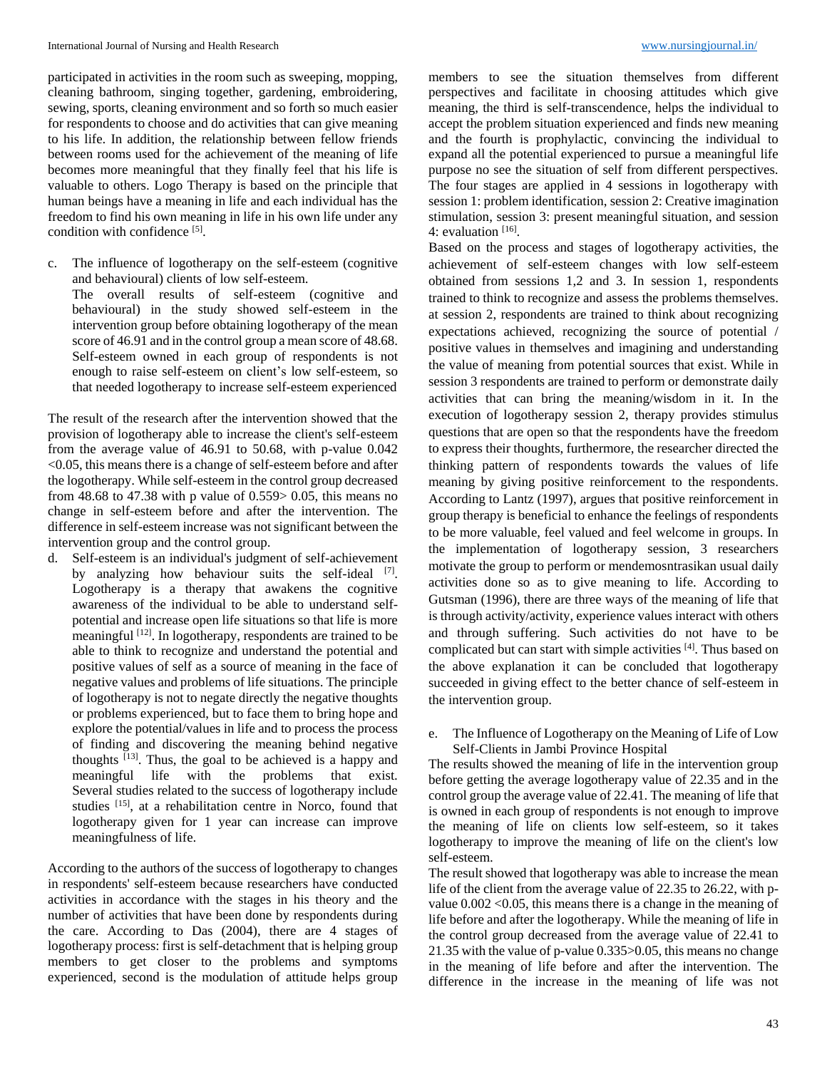participated in activities in the room such as sweeping, mopping, cleaning bathroom, singing together, gardening, embroidering, sewing, sports, cleaning environment and so forth so much easier for respondents to choose and do activities that can give meaning to his life. In addition, the relationship between fellow friends between rooms used for the achievement of the meaning of life becomes more meaningful that they finally feel that his life is valuable to others. Logo Therapy is based on the principle that human beings have a meaning in life and each individual has the freedom to find his own meaning in life in his own life under any condition with confidence [5].

c. The influence of logotherapy on the self-esteem (cognitive and behavioural) clients of low self-esteem.
   The overall results of self-esteem (cognitive and behavioural) in the study showed self-esteem in the intervention group before obtaining logotherapy of the mean score of 46.91 and in the control group a mean score of 48.68. Self-esteem owned in each group of respondents is not enough to raise self-esteem on client's low self-esteem, so that needed logotherapy to increase self-esteem experienced

The result of the research after the intervention showed that the provision of logotherapy able to increase the client's self-esteem from the average value of 46.91 to 50.68, with p-value 0.042 <0.05, this means there is a change of self-esteem before and after the logotherapy. While self-esteem in the control group decreased from 48.68 to 47.38 with p value of 0.559> 0.05, this means no change in self-esteem before and after the intervention. The difference in self-esteem increase was not significant between the intervention group and the control group.

d. Self-esteem is an individual's judgment of self-achievement by analyzing how behaviour suits the self-ideal [7]. Logotherapy is a therapy that awakens the cognitive awareness of the individual to be able to understand self-potential and increase open life situations so that life is more meaningful [12]. In logotherapy, respondents are trained to be able to think to recognize and understand the potential and positive values of self as a source of meaning in the face of negative values and problems of life situations. The principle of logotherapy is not to negate directly the negative thoughts or problems experienced, but to face them to bring hope and explore the potential/values in life and to process the process of finding and discovering the meaning behind negative thoughts [13]. Thus, the goal to be achieved is a happy and meaningful life with the problems that exist. Several studies related to the success of logotherapy include studies [15], at a rehabilitation centre in Norco, found that logotherapy given for 1 year can increase can improve meaningfulness of life.

According to the authors of the success of logotherapy to changes in respondents' self-esteem because researchers have conducted activities in accordance with the stages in his theory and the number of activities that have been done by respondents during the care. According to Das (2004), there are 4 stages of logotherapy process: first is self-detachment that is helping group members to get closer to the problems and symptoms experienced, second is the modulation of attitude helps group members to see the situation themselves from different perspectives and facilitate in choosing attitudes which give meaning, the third is self-transcendence, helps the individual to accept the problem situation experienced and finds new meaning and the fourth is prophylactic, convincing the individual to expand all the potential experienced to pursue a meaningful life purpose no see the situation of self from different perspectives. The four stages are applied in 4 sessions in logotherapy with session 1: problem identification, session 2: Creative imagination stimulation, session 3: present meaningful situation, and session 4: evaluation [16].

Based on the process and stages of logotherapy activities, the achievement of self-esteem changes with low self-esteem obtained from sessions 1,2 and 3. In session 1, respondents trained to think to recognize and assess the problems themselves. at session 2, respondents are trained to think about recognizing expectations achieved, recognizing the source of potential / positive values in themselves and imagining and understanding the value of meaning from potential sources that exist. While in session 3 respondents are trained to perform or demonstrate daily activities that can bring the meaning/wisdom in it. In the execution of logotherapy session 2, therapy provides stimulus questions that are open so that the respondents have the freedom to express their thoughts, furthermore, the researcher directed the thinking pattern of respondents towards the values of life meaning by giving positive reinforcement to the respondents. According to Lantz (1997), argues that positive reinforcement in group therapy is beneficial to enhance the feelings of respondents to be more valuable, feel valued and feel welcome in groups. In the implementation of logotherapy session, 3 researchers motivate the group to perform or mendemosntrasikan usual daily activities done so as to give meaning to life. According to Gutsman (1996), there are three ways of the meaning of life that is through activity/activity, experience values interact with others and through suffering. Such activities do not have to be complicated but can start with simple activities [4]. Thus based on the above explanation it can be concluded that logotherapy succeeded in giving effect to the better chance of self-esteem in the intervention group.

e. The Influence of Logotherapy on the Meaning of Life of Low Self-Clients in Jambi Province Hospital

The results showed the meaning of life in the intervention group before getting the average logotherapy value of 22.35 and in the control group the average value of 22.41. The meaning of life that is owned in each group of respondents is not enough to improve the meaning of life on clients low self-esteem, so it takes logotherapy to improve the meaning of life on the client's low self-esteem.

The result showed that logotherapy was able to increase the mean life of the client from the average value of 22.35 to 26.22, with p-value 0.002 <0.05, this means there is a change in the meaning of life before and after the logotherapy. While the meaning of life in the control group decreased from the average value of 22.41 to 21.35 with the value of p-value 0.335>0.05, this means no change in the meaning of life before and after the intervention. The difference in the increase in the meaning of life was not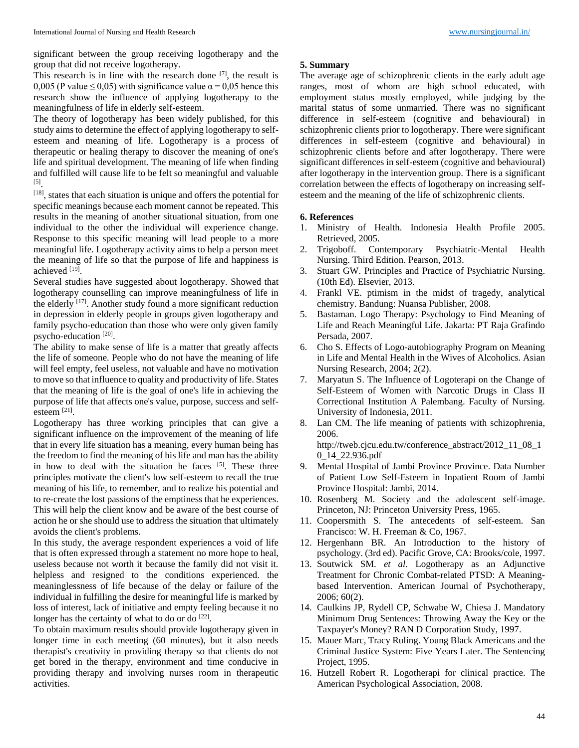significant between the group receiving logotherapy and the group that did not receive logotherapy.

This research is in line with the research done [7], the result is 0,005 (P value ≤ 0,05) with significance value α = 0,05 hence this research show the influence of applying logotherapy to the meaningfulness of life in elderly self-esteem.

The theory of logotherapy has been widely published, for this study aims to determine the effect of applying logotherapy to self-esteem and meaning of life. Logotherapy is a process of therapeutic or healing therapy to discover the meaning of one's life and spiritual development. The meaning of life when finding and fulfilled will cause life to be felt so meaningful and valuable [5].

[18], states that each situation is unique and offers the potential for specific meanings because each moment cannot be repeated. This results in the meaning of another situational situation, from one individual to the other the individual will experience change. Response to this specific meaning will lead people to a more meaningful life. Logotherapy activity aims to help a person meet the meaning of life so that the purpose of life and happiness is achieved [19].

Several studies have suggested about logotherapy. Showed that logotherapy counselling can improve meaningfulness of life in the elderly [17]. Another study found a more significant reduction in depression in elderly people in groups given logotherapy and family psycho-education than those who were only given family psycho-education [20].

The ability to make sense of life is a matter that greatly affects the life of someone. People who do not have the meaning of life will feel empty, feel useless, not valuable and have no motivation to move so that influence to quality and productivity of life. States that the meaning of life is the goal of one's life in achieving the purpose of life that affects one's value, purpose, success and self-esteem [21].

Logotherapy has three working principles that can give a significant influence on the improvement of the meaning of life that in every life situation has a meaning, every human being has the freedom to find the meaning of his life and man has the ability in how to deal with the situation he faces [5]. These three principles motivate the client's low self-esteem to recall the true meaning of his life, to remember, and to realize his potential and to re-create the lost passions of the emptiness that he experiences. This will help the client know and be aware of the best course of action he or she should use to address the situation that ultimately avoids the client's problems.

In this study, the average respondent experiences a void of life that is often expressed through a statement no more hope to heal, useless because not worth it because the family did not visit it. helpless and resigned to the conditions experienced. the meaninglessness of life because of the delay or failure of the individual in fulfilling the desire for meaningful life is marked by loss of interest, lack of initiative and empty feeling because it no longer has the certainty of what to do or do [22].

To obtain maximum results should provide logotherapy given in longer time in each meeting (60 minutes), but it also needs therapist's creativity in providing therapy so that clients do not get bored in the therapy, environment and time conducive in providing therapy and involving nurses room in therapeutic activities.

## 5. Summary

The average age of schizophrenic clients in the early adult age ranges, most of whom are high school educated, with employment status mostly employed, while judging by the marital status of some unmarried. There was no significant difference in self-esteem (cognitive and behavioural) in schizophrenic clients prior to logotherapy. There were significant differences in self-esteem (cognitive and behavioural) in schizophrenic clients before and after logotherapy. There were significant differences in self-esteem (cognitive and behavioural) after logotherapy in the intervention group. There is a significant correlation between the effects of logotherapy on increasing self-esteem and the meaning of the life of schizophrenic clients.

## 6. References

1. Ministry of Health. Indonesia Health Profile 2005. Retrieved, 2005.
2. Trigoboff. Contemporary Psychiatric-Mental Health Nursing. Third Edition. Pearson, 2013.
3. Stuart GW. Principles and Practice of Psychiatric Nursing. (10th Ed). Elsevier, 2013.
4. Frankl VE. ptimism in the midst of tragedy, analytical chemistry. Bandung: Nuansa Publisher, 2008.
5. Bastaman. Logo Therapy: Psychology to Find Meaning of Life and Reach Meaningful Life. Jakarta: PT Raja Grafindo Persada, 2007.
6. Cho S. Effects of Logo-autobiography Program on Meaning in Life and Mental Health in the Wives of Alcoholics. Asian Nursing Research, 2004; 2(2).
7. Maryatun S. The Influence of Logoterapi on the Change of Self-Esteem of Women with Narcotic Drugs in Class II Correctional Institution A Palembang. Faculty of Nursing. University of Indonesia, 2011.
8. Lan CM. The life meaning of patients with schizophrenia, 2006. http://tweb.cjcu.edu.tw/conference_abstract/2012_11_08_10_14_22.936.pdf
9. Mental Hospital of Jambi Province Province. Data Number of Patient Low Self-Esteem in Inpatient Room of Jambi Province Hospital: Jambi, 2014.
10. Rosenberg M. Society and the adolescent self-image. Princeton, NJ: Princeton University Press, 1965.
11. Coopersmith S. The antecedents of self-esteem. San Francisco: W. H. Freeman & Co, 1967.
12. Hergenhann BR. An Introduction to the history of psychology. (3rd ed). Pacific Grove, CA: Brooks/cole, 1997.
13. Soutwick SM. *et al*. Logotherapy as an Adjunctive Treatment for Chronic Combat-related PTSD: A Meaning-based Intervention. American Journal of Psychotherapy, 2006; 60(2).
14. Caulkins JP, Rydell CP, Schwabe W, Chiesa J. Mandatory Minimum Drug Sentences: Throwing Away the Key or the Taxpayer's Money? RAN D Corporation Study, 1997.
15. Mauer Marc, Tracy Ruling. Young Black Americans and the Criminal Justice System: Five Years Later. The Sentencing Project, 1995.
16. Hutzell Robert R. Logotherapi for clinical practice. The American Psychological Association, 2008.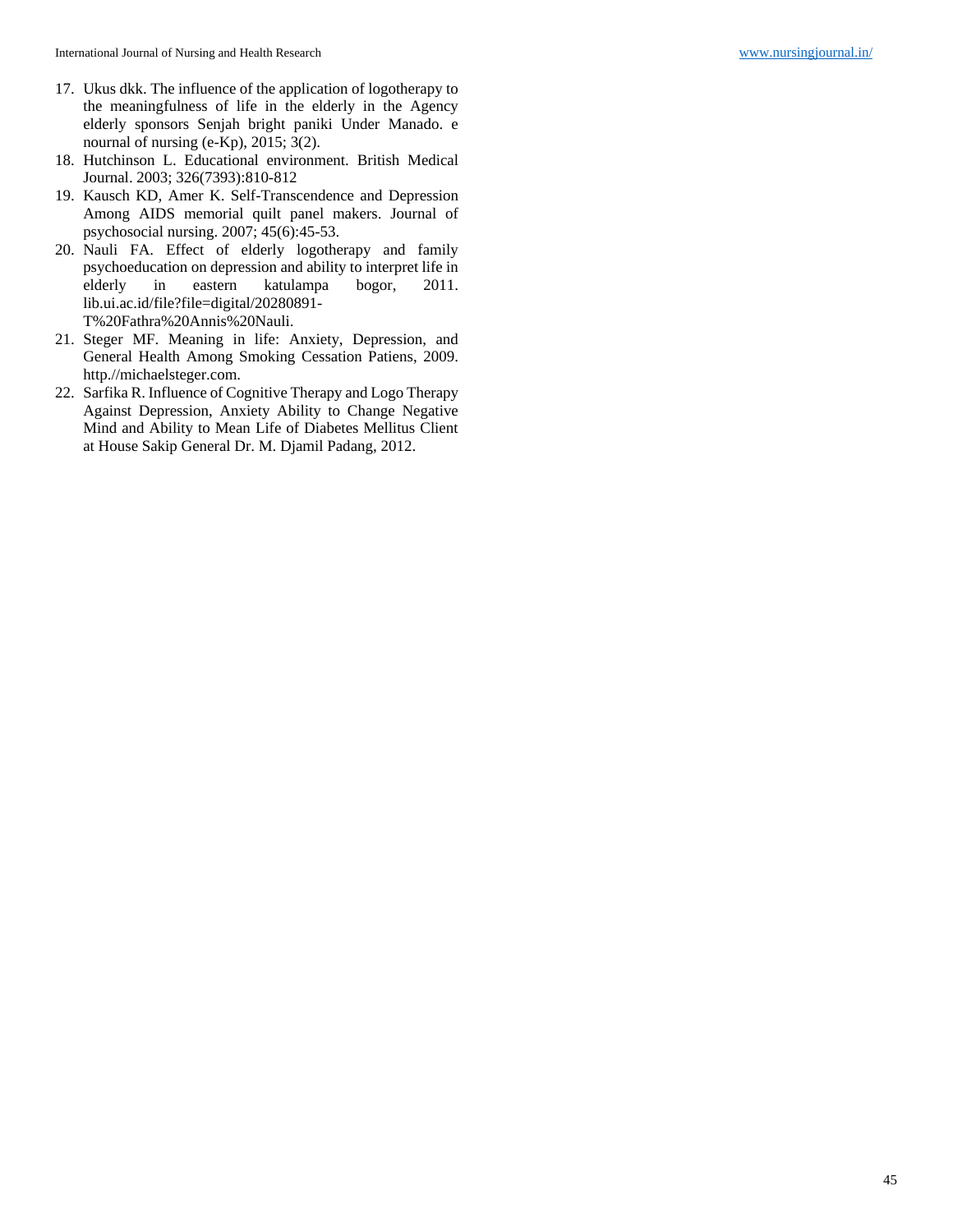17. Ukus dkk. The influence of the application of logotherapy to the meaningfulness of life in the elderly in the Agency elderly sponsors Senjah bright paniki Under Manado. e nournal of nursing (e-Kp), 2015; 3(2).
18. Hutchinson L. Educational environment. British Medical Journal. 2003; 326(7393):810-812
19. Kausch KD, Amer K. Self-Transcendence and Depression Among AIDS memorial quilt panel makers. Journal of psychosocial nursing. 2007; 45(6):45-53.
20. Nauli FA. Effect of elderly logotherapy and family psychoeducation on depression and ability to interpret life in elderly in eastern katulampa bogor, 2011. lib.ui.ac.id/file?file=digital/20280891-T%20Fathra%20Annis%20Nauli.
21. Steger MF. Meaning in life: Anxiety, Depression, and General Health Among Smoking Cessation Patiens, 2009. http.//michaelsteger.com.
22. Sarfika R. Influence of Cognitive Therapy and Logo Therapy Against Depression, Anxiety Ability to Change Negative Mind and Ability to Mean Life of Diabetes Mellitus Client at House Sakip General Dr. M. Djamil Padang, 2012.